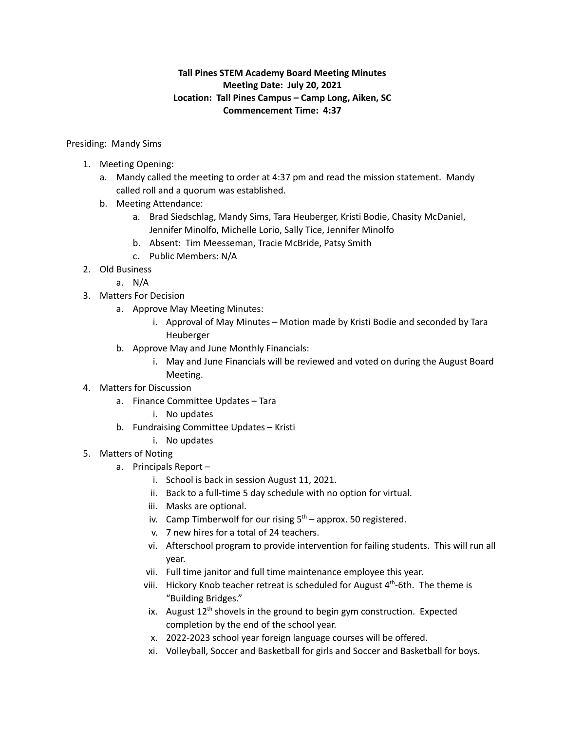**Tall Pines STEM Academy Board Meeting Minutes**
**Meeting Date: July 20, 2021**
**Location: Tall Pines Campus – Camp Long, Aiken, SC**
**Commencement Time: 4:37**

Presiding: Mandy Sims

1. Meeting Opening:
   a. Mandy called the meeting to order at 4:37 pm and read the mission statement. Mandy called roll and a quorum was established.
   b. Meeting Attendance:
      a. Brad Siedschlag, Mandy Sims, Tara Heuberger, Kristi Bodie, Chasity McDaniel, Jennifer Minolfo, Michelle Lorio, Sally Tice, Jennifer Minolfo
      b. Absent: Tim Meesseman, Tracie McBride, Patsy Smith
      c. Public Members: N/A
2. Old Business
   a. N/A
3. Matters For Decision
   a. Approve May Meeting Minutes:
      i. Approval of May Minutes – Motion made by Kristi Bodie and seconded by Tara Heuberger
   b. Approve May and June Monthly Financials:
      i. May and June Financials will be reviewed and voted on during the August Board Meeting.
4. Matters for Discussion
   a. Finance Committee Updates – Tara
      i. No updates
   b. Fundraising Committee Updates – Kristi
      i. No updates
5. Matters of Noting
   a. Principals Report –
      i. School is back in session August 11, 2021.
      ii. Back to a full-time 5 day schedule with no option for virtual.
      iii. Masks are optional.
      iv. Camp Timberwolf for our rising 5th – approx. 50 registered.
      v. 7 new hires for a total of 24 teachers.
      vi. Afterschool program to provide intervention for failing students. This will run all year.
      vii. Full time janitor and full time maintenance employee this year.
      viii. Hickory Knob teacher retreat is scheduled for August 4th-6th. The theme is "Building Bridges."
      ix. August 12th shovels in the ground to begin gym construction. Expected completion by the end of the school year.
      x. 2022-2023 school year foreign language courses will be offered.
      xi. Volleyball, Soccer and Basketball for girls and Soccer and Basketball for boys.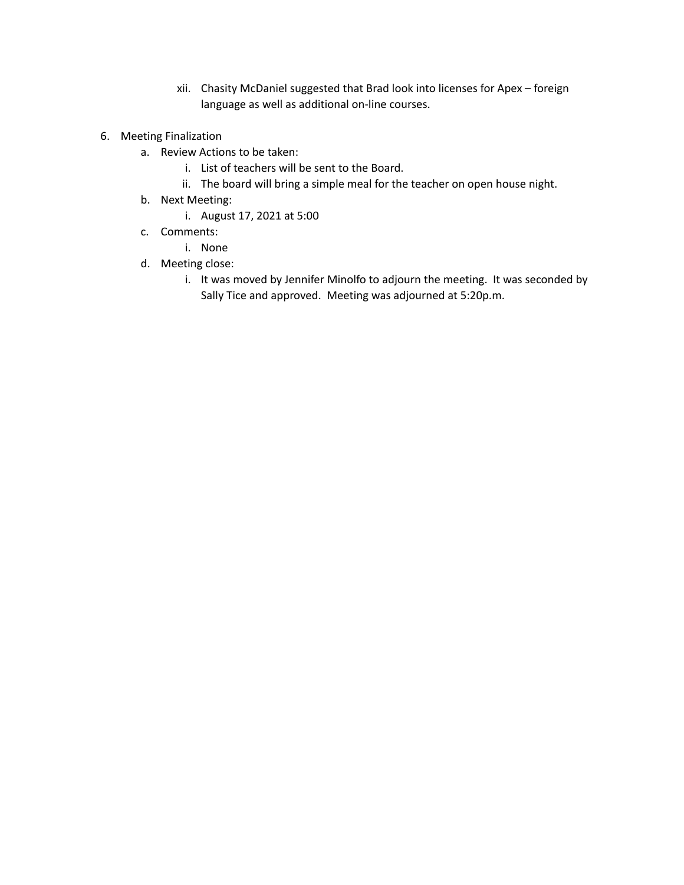xii. Chasity McDaniel suggested that Brad look into licenses for Apex – foreign language as well as additional on-line courses.

6. Meeting Finalization
   a. Review Actions to be taken:
      i. List of teachers will be sent to the Board.
      ii. The board will bring a simple meal for the teacher on open house night.
   b. Next Meeting:
      i. August 17, 2021 at 5:00
   c. Comments:
      i. None
   d. Meeting close:
      i. It was moved by Jennifer Minolfo to adjourn the meeting. It was seconded by Sally Tice and approved. Meeting was adjourned at 5:20p.m.